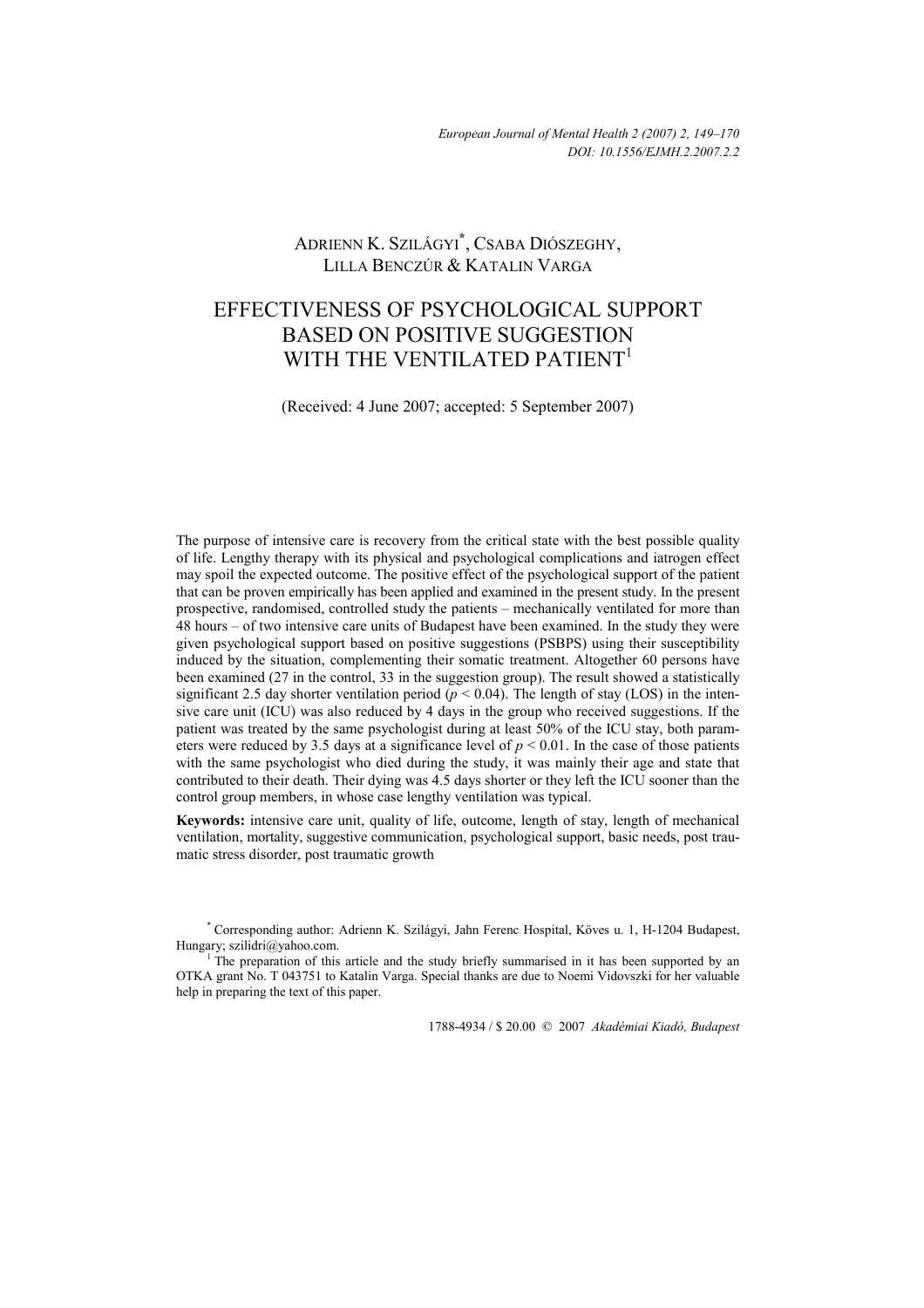Adrienn K. Szilágyi[*], Csaba Diószeghy, Lilla Benczúr & Katalin Varga

# EFFECTIVENESS OF PSYCHOLOGICAL SUPPORT BASED ON POSITIVE SUGGESTION WITH THE VENTILATED PATIENT[1]

(Received: 4 June 2007; accepted: 5 September 2007)

The purpose of intensive care is recovery from the critical state with the best possible quality of life. Lengthy therapy with its physical and psychological complications and iatrogen effect may spoil the expected outcome. The positive effect of the psychological support of the patient that can be proven empirically has been applied and examined in the present study. In the present prospective, randomised, controlled study the patients – mechanically ventilated for more than 48 hours – of two intensive care units of Budapest have been examined. In the study they were given psychological support based on positive suggestions (PSBPS) using their susceptibility induced by the situation, complementing their somatic treatment. Altogether 60 persons have been examined (27 in the control, 33 in the suggestion group). The result showed a statistically significant 2.5 day shorter ventilation period ($p < 0.04$). The length of stay (LOS) in the intensive care unit (ICU) was also reduced by 4 days in the group who received suggestions. If the patient was treated by the same psychologist during at least 50% of the ICU stay, both parameters were reduced by 3.5 days at a significance level of $p < 0.01$. In the case of those patients with the same psychologist who died during the study, it was mainly their age and state that contributed to their death. Their dying was 4.5 days shorter or they left the ICU sooner than the control group members, in whose case lengthy ventilation was typical.

**Keywords:** intensive care unit, quality of life, outcome, length of stay, length of mechanical ventilation, mortality, suggestive communication, psychological support, basic needs, post traumatic stress disorder, post traumatic growth

[*] Corresponding author: Adrienn K. Szilágyi, Jahn Ferenc Hospital, Köves u. 1, H-1204 Budapest, Hungary; szilidri@yahoo.com.

[1] The preparation of this article and the study briefly summarised in it has been supported by an OTKA grant No. T 043751 to Katalin Varga. Special thanks are due to Noemi Vidovszki for her valuable help in preparing the text of this paper.

1788-4934 / $ 20.00 © 2007 *Akadémiai Kiadó, Budapest*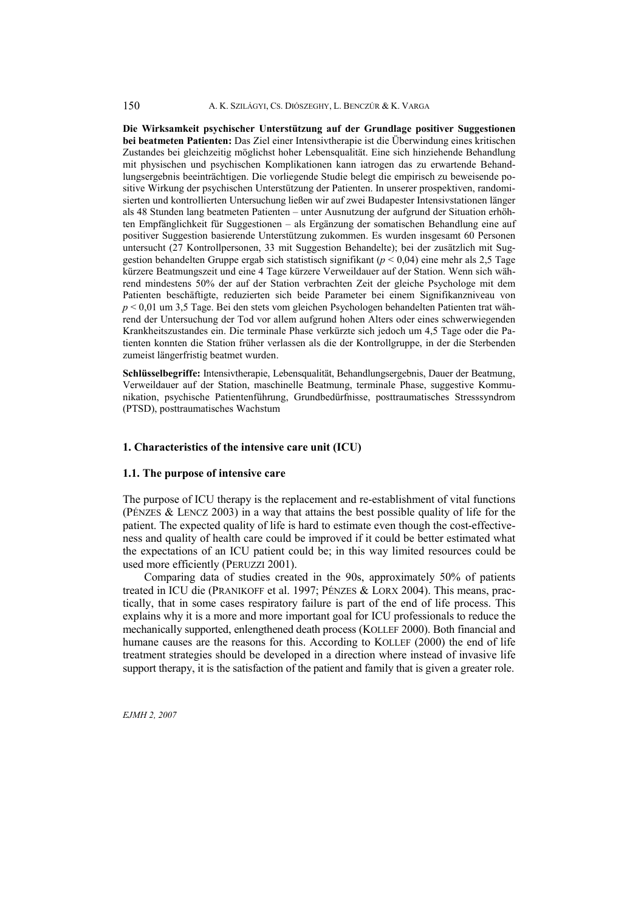**Die Wirksamkeit psychischer Unterstützung auf der Grundlage positiver Suggestionen bei beatmeten Patienten:** Das Ziel einer Intensivtherapie ist die Überwindung eines kritischen Zustandes bei gleichzeitig möglichst hoher Lebensqualität. Eine sich hinziehende Behandlung mit physischen und psychischen Komplikationen kann iatrogen das zu erwartende Behandlungsergebnis beeinträchtigen. Die vorliegende Studie belegt die empirisch zu beweisende positive Wirkung der psychischen Unterstützung der Patienten. In unserer prospektiven, randomisierten und kontrollierten Untersuchung ließen wir auf zwei Budapester Intensivstationen länger als 48 Stunden lang beatmeten Patienten – unter Ausnutzung der aufgrund der Situation erhöhten Empfänglichkeit für Suggestionen – als Ergänzung der somatischen Behandlung eine auf positiver Suggestion basierende Unterstützung zukommen. Es wurden insgesamt 60 Personen untersucht (27 Kontrollpersonen, 33 mit Suggestion Behandelte); bei der zusätzlich mit Suggestion behandelten Gruppe ergab sich statistisch signifikant ($p < 0{,}04$) eine mehr als 2,5 Tage kürzere Beatmungszeit und eine 4 Tage kürzere Verweildauer auf der Station. Wenn sich während mindestens 50% der auf der Station verbrachten Zeit der gleiche Psychologe mit dem Patienten beschäftigte, reduzierten sich beide Parameter bei einem Signifikanzniveau von $p < 0{,}01$ um 3,5 Tage. Bei den stets vom gleichen Psychologen behandelten Patienten trat während der Untersuchung der Tod vor allem aufgrund hohen Alters oder eines schwerwiegenden Krankheitszustandes ein. Die terminale Phase verkürzte sich jedoch um 4,5 Tage oder die Patienten konnten die Station früher verlassen als die der Kontrollgruppe, in der die Sterbenden zumeist längerfristig beatmet wurden.

**Schlüsselbegriffe:** Intensivtherapie, Lebensqualität, Behandlungsergebnis, Dauer der Beatmung, Verweildauer auf der Station, maschinelle Beatmung, terminale Phase, suggestive Kommunikation, psychische Patientenführung, Grundbedürfnisse, posttraumatisches Stresssyndrom (PTSD), posttraumatisches Wachstum

## 1. Characteristics of the intensive care unit (ICU)

### 1.1. The purpose of intensive care

The purpose of ICU therapy is the replacement and re-establishment of vital functions (Pénzes & Lencz 2003) in a way that attains the best possible quality of life for the patient. The expected quality of life is hard to estimate even though the cost-effectiveness and quality of health care could be improved if it could be better estimated what the expectations of an ICU patient could be; in this way limited resources could be used more efficiently (Peruzzi 2001).

Comparing data of studies created in the 90s, approximately 50% of patients treated in ICU die (Pranikoff et al. 1997; Pénzes & Lorx 2004). This means, practically, that in some cases respiratory failure is part of the end of life process. This explains why it is a more and more important goal for ICU professionals to reduce the mechanically supported, enlengthened death process (Kollef 2000). Both financial and humane causes are the reasons for this. According to Kollef (2000) the end of life treatment strategies should be developed in a direction where instead of invasive life support therapy, it is the satisfaction of the patient and family that is given a greater role.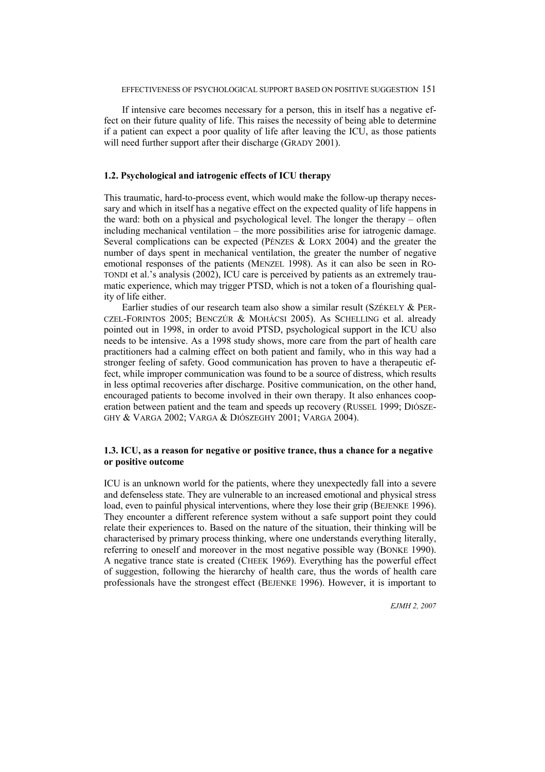If intensive care becomes necessary for a person, this in itself has a negative effect on their future quality of life. This raises the necessity of being able to determine if a patient can expect a poor quality of life after leaving the ICU, as those patients will need further support after their discharge (GRADY 2001).

### 1.2. Psychological and iatrogenic effects of ICU therapy

This traumatic, hard-to-process event, which would make the follow-up therapy necessary and which in itself has a negative effect on the expected quality of life happens in the ward: both on a physical and psychological level. The longer the therapy – often including mechanical ventilation – the more possibilities arise for iatrogenic damage. Several complications can be expected (PÉNZES & LORX 2004) and the greater the number of days spent in mechanical ventilation, the greater the number of negative emotional responses of the patients (MENZEL 1998). As it can also be seen in ROTONDI et al.'s analysis (2002), ICU care is perceived by patients as an extremely traumatic experience, which may trigger PTSD, which is not a token of a flourishing quality of life either.

Earlier studies of our research team also show a similar result (SZÉKELY & PERCZEL-FORINTOS 2005; BENCZÚR & MOHÁCSI 2005). As SCHELLING et al. already pointed out in 1998, in order to avoid PTSD, psychological support in the ICU also needs to be intensive. As a 1998 study shows, more care from the part of health care practitioners had a calming effect on both patient and family, who in this way had a stronger feeling of safety. Good communication has proven to have a therapeutic effect, while improper communication was found to be a source of distress, which results in less optimal recoveries after discharge. Positive communication, on the other hand, encouraged patients to become involved in their own therapy. It also enhances cooperation between patient and the team and speeds up recovery (RUSSEL 1999; DIÓSZEGHY & VARGA 2002; VARGA & DIÓSZEGHY 2001; VARGA 2004).

### 1.3. ICU, as a reason for negative or positive trance, thus a chance for a negative or positive outcome

ICU is an unknown world for the patients, where they unexpectedly fall into a severe and defenseless state. They are vulnerable to an increased emotional and physical stress load, even to painful physical interventions, where they lose their grip (BEJENKE 1996). They encounter a different reference system without a safe support point they could relate their experiences to. Based on the nature of the situation, their thinking will be characterised by primary process thinking, where one understands everything literally, referring to oneself and moreover in the most negative possible way (BONKE 1990). A negative trance state is created (CHEEK 1969). Everything has the powerful effect of suggestion, following the hierarchy of health care, thus the words of health care professionals have the strongest effect (BEJENKE 1996). However, it is important to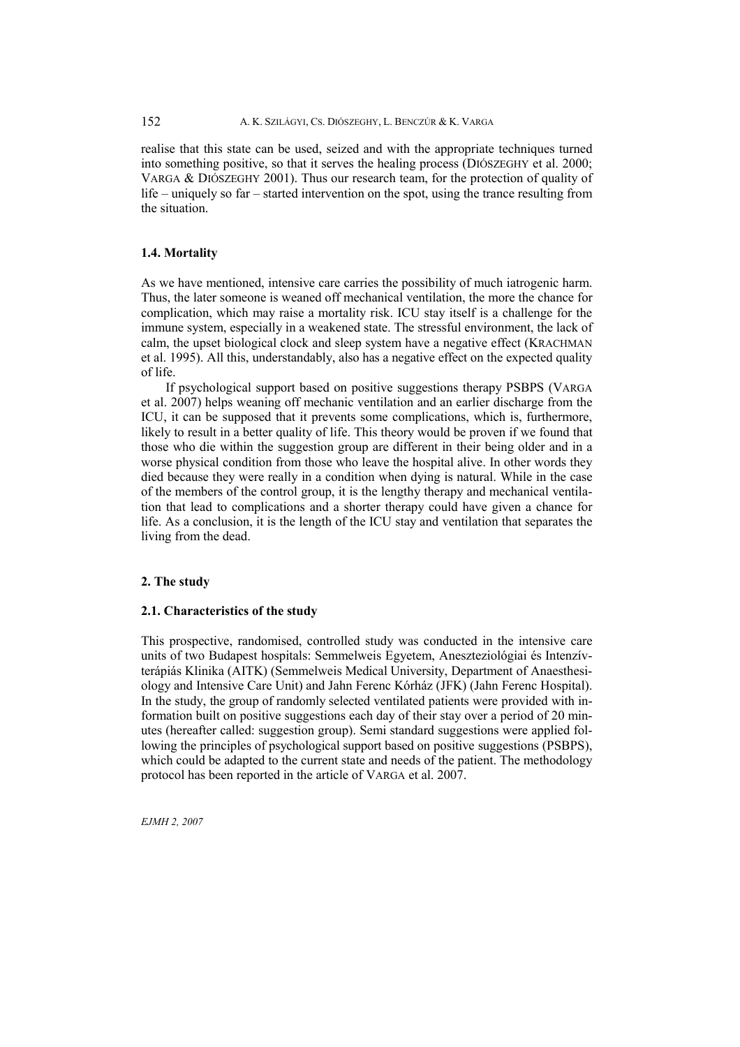realise that this state can be used, seized and with the appropriate techniques turned into something positive, so that it serves the healing process (DIÓSZEGHY et al. 2000; VARGA & DIÓSZEGHY 2001). Thus our research team, for the protection of quality of life – uniquely so far – started intervention on the spot, using the trance resulting from the situation.

### 1.4. Mortality

As we have mentioned, intensive care carries the possibility of much iatrogenic harm. Thus, the later someone is weaned off mechanical ventilation, the more the chance for complication, which may raise a mortality risk. ICU stay itself is a challenge for the immune system, especially in a weakened state. The stressful environment, the lack of calm, the upset biological clock and sleep system have a negative effect (KRACHMAN et al. 1995). All this, understandably, also has a negative effect on the expected quality of life.

If psychological support based on positive suggestions therapy PSBPS (VARGA et al. 2007) helps weaning off mechanic ventilation and an earlier discharge from the ICU, it can be supposed that it prevents some complications, which is, furthermore, likely to result in a better quality of life. This theory would be proven if we found that those who die within the suggestion group are different in their being older and in a worse physical condition from those who leave the hospital alive. In other words they died because they were really in a condition when dying is natural. While in the case of the members of the control group, it is the lengthy therapy and mechanical ventilation that lead to complications and a shorter therapy could have given a chance for life. As a conclusion, it is the length of the ICU stay and ventilation that separates the living from the dead.

## 2. The study

### 2.1. Characteristics of the study

This prospective, randomised, controlled study was conducted in the intensive care units of two Budapest hospitals: Semmelweis Egyetem, Aneszteziológiai és Intenzívterápiás Klinika (AITK) (Semmelweis Medical University, Department of Anaesthesiology and Intensive Care Unit) and Jahn Ferenc Kórház (JFK) (Jahn Ferenc Hospital). In the study, the group of randomly selected ventilated patients were provided with information built on positive suggestions each day of their stay over a period of 20 minutes (hereafter called: suggestion group). Semi standard suggestions were applied following the principles of psychological support based on positive suggestions (PSBPS), which could be adapted to the current state and needs of the patient. The methodology protocol has been reported in the article of VARGA et al. 2007.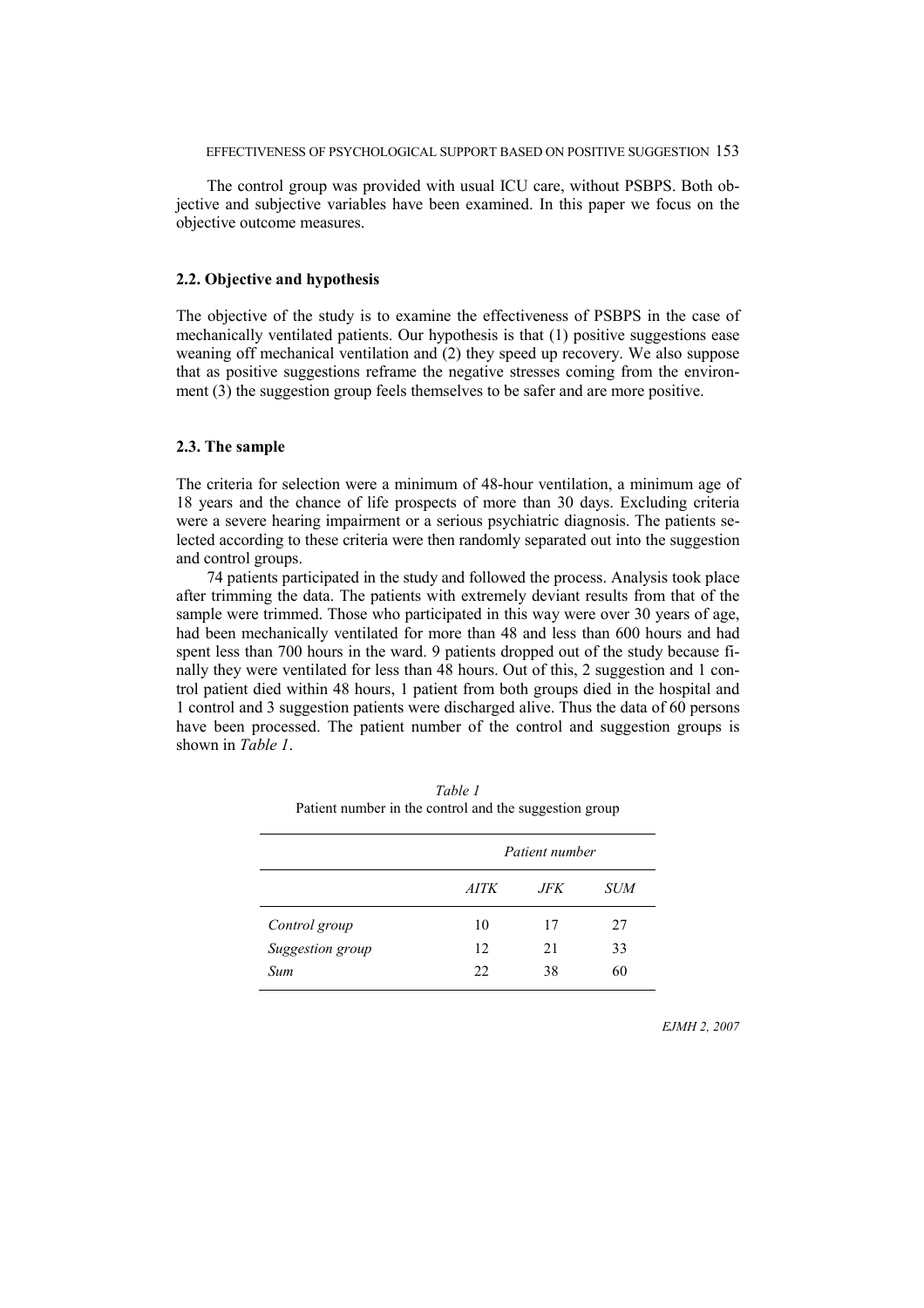The control group was provided with usual ICU care, without PSBPS. Both objective and subjective variables have been examined. In this paper we focus on the objective outcome measures.

### 2.2. Objective and hypothesis

The objective of the study is to examine the effectiveness of PSBPS in the case of mechanically ventilated patients. Our hypothesis is that (1) positive suggestions ease weaning off mechanical ventilation and (2) they speed up recovery. We also suppose that as positive suggestions reframe the negative stresses coming from the environment (3) the suggestion group feels themselves to be safer and are more positive.

### 2.3. The sample

The criteria for selection were a minimum of 48-hour ventilation, a minimum age of 18 years and the chance of life prospects of more than 30 days. Excluding criteria were a severe hearing impairment or a serious psychiatric diagnosis. The patients selected according to these criteria were then randomly separated out into the suggestion and control groups.

74 patients participated in the study and followed the process. Analysis took place after trimming the data. The patients with extremely deviant results from that of the sample were trimmed. Those who participated in this way were over 30 years of age, had been mechanically ventilated for more than 48 and less than 600 hours and had spent less than 700 hours in the ward. 9 patients dropped out of the study because finally they were ventilated for less than 48 hours. Out of this, 2 suggestion and 1 control patient died within 48 hours, 1 patient from both groups died in the hospital and 1 control and 3 suggestion patients were discharged alive. Thus the data of 60 persons have been processed. The patient number of the control and suggestion groups is shown in *Table 1*.

*Table 1*
Patient number in the control and the suggestion group

| | *Patient number* | | |
|---|---|---|---|
| | *AITK* | *JFK* | *SUM* |
| *Control group* | 10 | 17 | 27 |
| *Suggestion group* | 12 | 21 | 33 |
| *Sum* | 22 | 38 | 60 |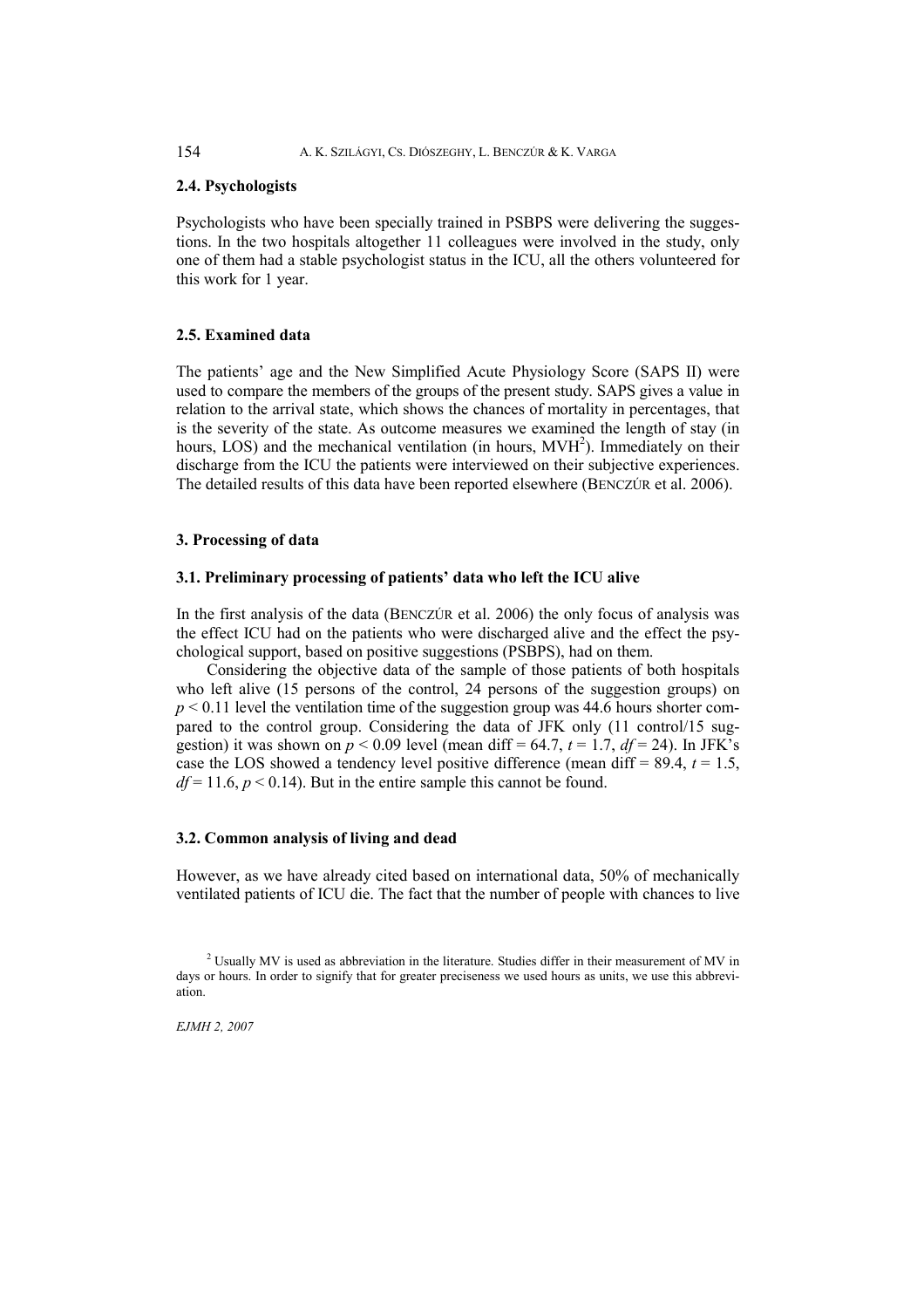### 2.4. Psychologists

Psychologists who have been specially trained in PSBPS were delivering the suggestions. In the two hospitals altogether 11 colleagues were involved in the study, only one of them had a stable psychologist status in the ICU, all the others volunteered for this work for 1 year.

### 2.5. Examined data

The patients' age and the New Simplified Acute Physiology Score (SAPS II) were used to compare the members of the groups of the present study. SAPS gives a value in relation to the arrival state, which shows the chances of mortality in percentages, that is the severity of the state. As outcome measures we examined the length of stay (in hours, LOS) and the mechanical ventilation (in hours, MVH[2]). Immediately on their discharge from the ICU the patients were interviewed on their subjective experiences. The detailed results of this data have been reported elsewhere (BENCZÚR et al. 2006).

## 3. Processing of data

### 3.1. Preliminary processing of patients' data who left the ICU alive

In the first analysis of the data (BENCZÚR et al. 2006) the only focus of analysis was the effect ICU had on the patients who were discharged alive and the effect the psychological support, based on positive suggestions (PSBPS), had on them.

Considering the objective data of the sample of those patients of both hospitals who left alive (15 persons of the control, 24 persons of the suggestion groups) on $p < 0.11$ level the ventilation time of the suggestion group was 44.6 hours shorter compared to the control group. Considering the data of JFK only (11 control/15 suggestion) it was shown on $p < 0.09$ level (mean diff = 64.7, $t = 1.7$, $df = 24$). In JFK's case the LOS showed a tendency level positive difference (mean diff = 89.4, $t = 1.5$, $df = 11.6$, $p < 0.14$). But in the entire sample this cannot be found.

### 3.2. Common analysis of living and dead

However, as we have already cited based on international data, 50% of mechanically ventilated patients of ICU die. The fact that the number of people with chances to live

[2] Usually MV is used as abbreviation in the literature. Studies differ in their measurement of MV in days or hours. In order to signify that for greater preciseness we used hours as units, we use this abbreviation.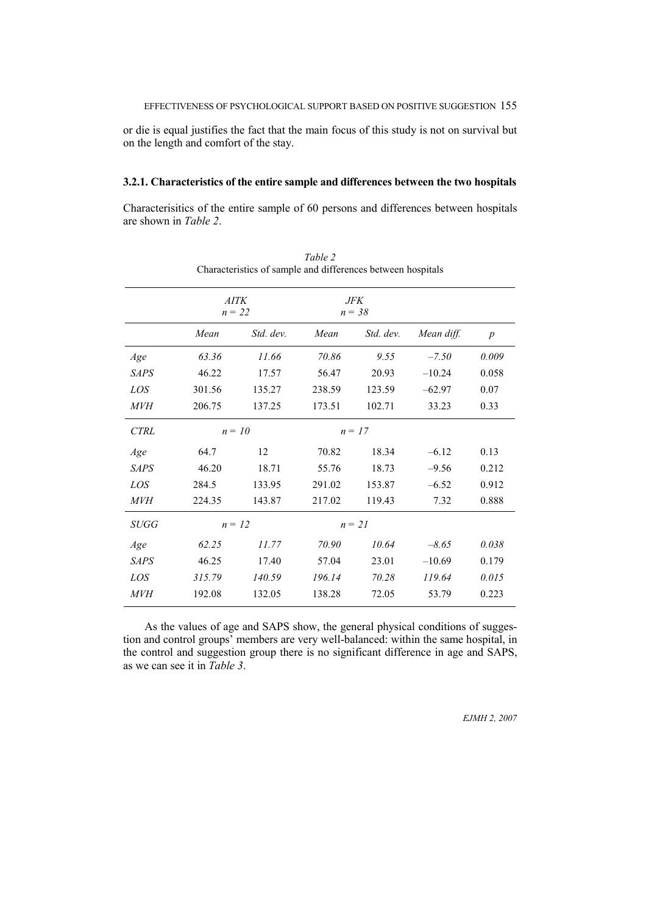or die is equal justifies the fact that the main focus of this study is not on survival but on the length and comfort of the stay.

### 3.2.1. Characteristics of the entire sample and differences between the two hospitals

Characterisitics of the entire sample of 60 persons and differences between hospitals are shown in *Table 2*.

*Table 2*
Characteristics of sample and differences between hospitals

| | *AITK* *n = 22* | | *JFK* *n = 38* | | | |
|---|---|---|---|---|---|---|
| | *Mean* | *Std. dev.* | *Mean* | *Std. dev.* | *Mean diff.* | *p* |
| *Age* | *63.36* | *11.66* | *70.86* | *9.55* | *–7.50* | *0.009* |
| *SAPS* | 46.22 | 17.57 | 56.47 | 20.93 | –10.24 | 0.058 |
| *LOS* | 301.56 | 135.27 | 238.59 | 123.59 | –62.97 | 0.07 |
| *MVH* | 206.75 | 137.25 | 173.51 | 102.71 | 33.23 | 0.33 |
| *CTRL* | *n = 10* | | *n = 17* | | | |
| *Age* | 64.7 | 12 | 70.82 | 18.34 | –6.12 | 0.13 |
| *SAPS* | 46.20 | 18.71 | 55.76 | 18.73 | –9.56 | 0.212 |
| *LOS* | 284.5 | 133.95 | 291.02 | 153.87 | –6.52 | 0.912 |
| *MVH* | 224.35 | 143.87 | 217.02 | 119.43 | 7.32 | 0.888 |
| *SUGG* | *n = 12* | | *n = 21* | | | |
| *Age* | *62.25* | *11.77* | *70.90* | *10.64* | *–8.65* | *0.038* |
| *SAPS* | 46.25 | 17.40 | 57.04 | 23.01 | –10.69 | 0.179 |
| *LOS* | *315.79* | *140.59* | *196.14* | *70.28* | *119.64* | *0.015* |
| *MVH* | 192.08 | 132.05 | 138.28 | 72.05 | 53.79 | 0.223 |

As the values of age and SAPS show, the general physical conditions of suggestion and control groups' members are very well-balanced: within the same hospital, in the control and suggestion group there is no significant difference in age and SAPS, as we can see it in *Table 3*.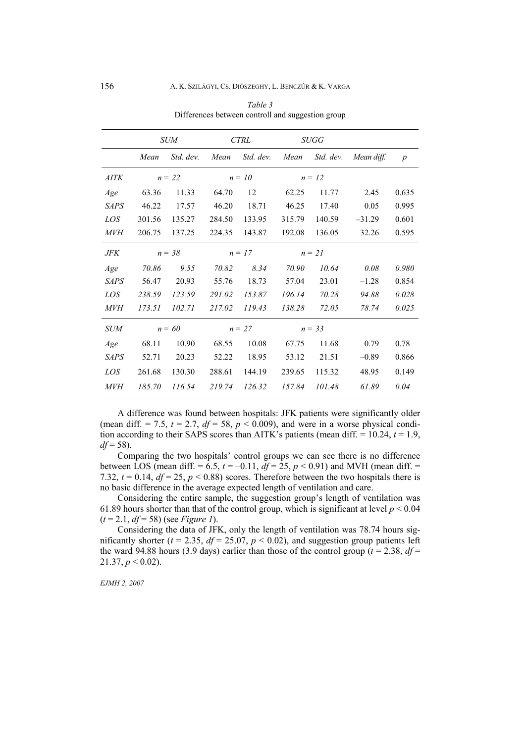*Table 3*
Differences between controll and suggestion group

| | *SUM* | | *CTRL* | | *SUGG* | | | |
|---|---|---|---|---|---|---|---|---|
| | *Mean* | *Std. dev.* | *Mean* | *Std. dev.* | *Mean* | *Std. dev.* | *Mean diff.* | *p* |
| *AITK* | *n = 22* | | *n = 10* | | *n = 12* | | | |
| *Age* | 63.36 | 11.33 | 64.70 | 12 | 62.25 | 11.77 | 2.45 | 0.635 |
| *SAPS* | 46.22 | 17.57 | 46.20 | 18.71 | 46.25 | 17.40 | 0.05 | 0.995 |
| *LOS* | 301.56 | 135.27 | 284.50 | 133.95 | 315.79 | 140.59 | –31.29 | 0.601 |
| *MVH* | 206.75 | 137.25 | 224.35 | 143.87 | 192.08 | 136.05 | 32.26 | 0.595 |
| *JFK* | *n = 38* | | *n = 17* | | *n = 21* | | | |
| *Age* | *70.86* | *9.55* | *70.82* | *8.34* | *70.90* | *10.64* | *0.08* | *0.980* |
| *SAPS* | 56.47 | 20.93 | 55.76 | 18.73 | 57.04 | 23.01 | –1.28 | 0.854 |
| *LOS* | *238.59* | *123.59* | *291.02* | *153.87* | *196.14* | *70.28* | *94.88* | *0.028* |
| *MVH* | *173.51* | *102.71* | *217.02* | *119.43* | *138.28* | *72.05* | *78.74* | *0.025* |
| *SUM* | *n = 60* | | *n = 27* | | *n = 33* | | | |
| *Age* | 68.11 | 10.90 | 68.55 | 10.08 | 67.75 | 11.68 | 0.79 | 0.78 |
| *SAPS* | 52.71 | 20.23 | 52.22 | 18.95 | 53.12 | 21.51 | –0.89 | 0.866 |
| *LOS* | 261.68 | 130.30 | 288.61 | 144.19 | 239.65 | 115.32 | 48.95 | 0.149 |
| *MVH* | *185.70* | *116.54* | *219.74* | *126.32* | *157.84* | *101.48* | *61.89* | *0.04* |

A difference was found between hospitals: JFK patients were significantly older (mean diff. = 7.5, $t = 2.7$, $df = 58$, $p < 0.009$), and were in a worse physical condition according to their SAPS scores than AITK's patients (mean diff. = 10.24, $t = 1.9$, $df = 58$).

Comparing the two hospitals' control groups we can see there is no difference between LOS (mean diff. = 6.5, $t = –0.11$, $df = 25$, $p < 0.91$) and MVH (mean diff. = 7.32, $t = 0.14$, $df = 25$, $p < 0.88$) scores. Therefore between the two hospitals there is no basic difference in the average expected length of ventilation and care.

Considering the entire sample, the suggestion group's length of ventilation was 61.89 hours shorter than that of the control group, which is significant at level $p < 0.04$ ($t = 2.1$, $df = 58$) (see *Figure 1*).

Considering the data of JFK, only the length of ventilation was 78.74 hours significantly shorter ($t = 2.35$, $df = 25.07$, $p < 0.02$), and suggestion group patients left the ward 94.88 hours (3.9 days) earlier than those of the control group ($t = 2.38$, $df = 21.37$, $p < 0.02$).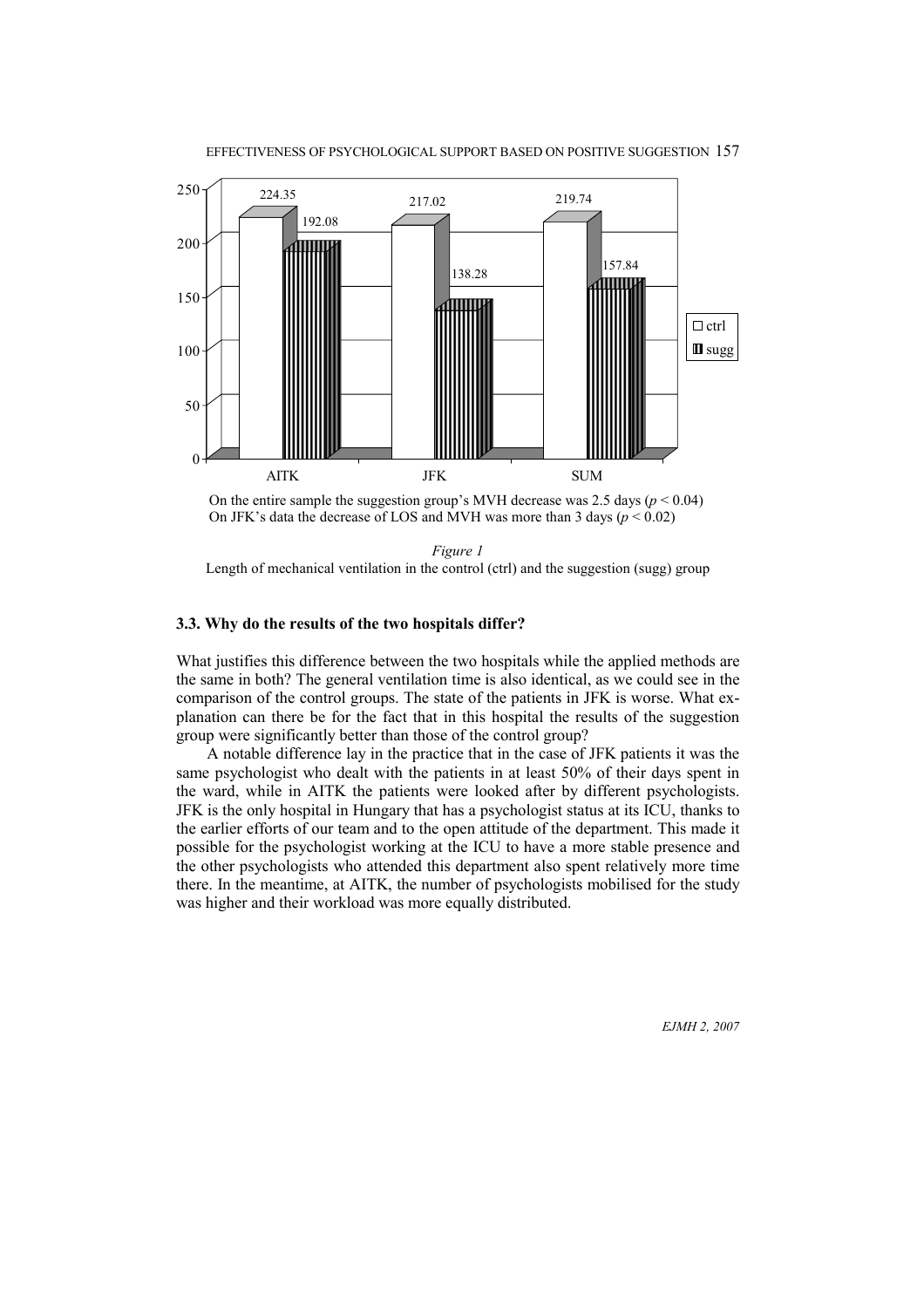On the entire sample the suggestion group's MVH decrease was 2.5 days ($p < 0.04$)
On JFK's data the decrease of LOS and MVH was more than 3 days ($p < 0.02$)

*Figure 1*
Length of mechanical ventilation in the control (ctrl) and the suggestion (sugg) group

### 3.3. Why do the results of the two hospitals differ?

What justifies this difference between the two hospitals while the applied methods are the same in both? The general ventilation time is also identical, as we could see in the comparison of the control groups. The state of the patients in JFK is worse. What explanation can there be for the fact that in this hospital the results of the suggestion group were significantly better than those of the control group?

A notable difference lay in the practice that in the case of JFK patients it was the same psychologist who dealt with the patients in at least 50% of their days spent in the ward, while in AITK the patients were looked after by different psychologists. JFK is the only hospital in Hungary that has a psychologist status at its ICU, thanks to the earlier efforts of our team and to the open attitude of the department. This made it possible for the psychologist working at the ICU to have a more stable presence and the other psychologists who attended this department also spent relatively more time there. In the meantime, at AITK, the number of psychologists mobilised for the study was higher and their workload was more equally distributed.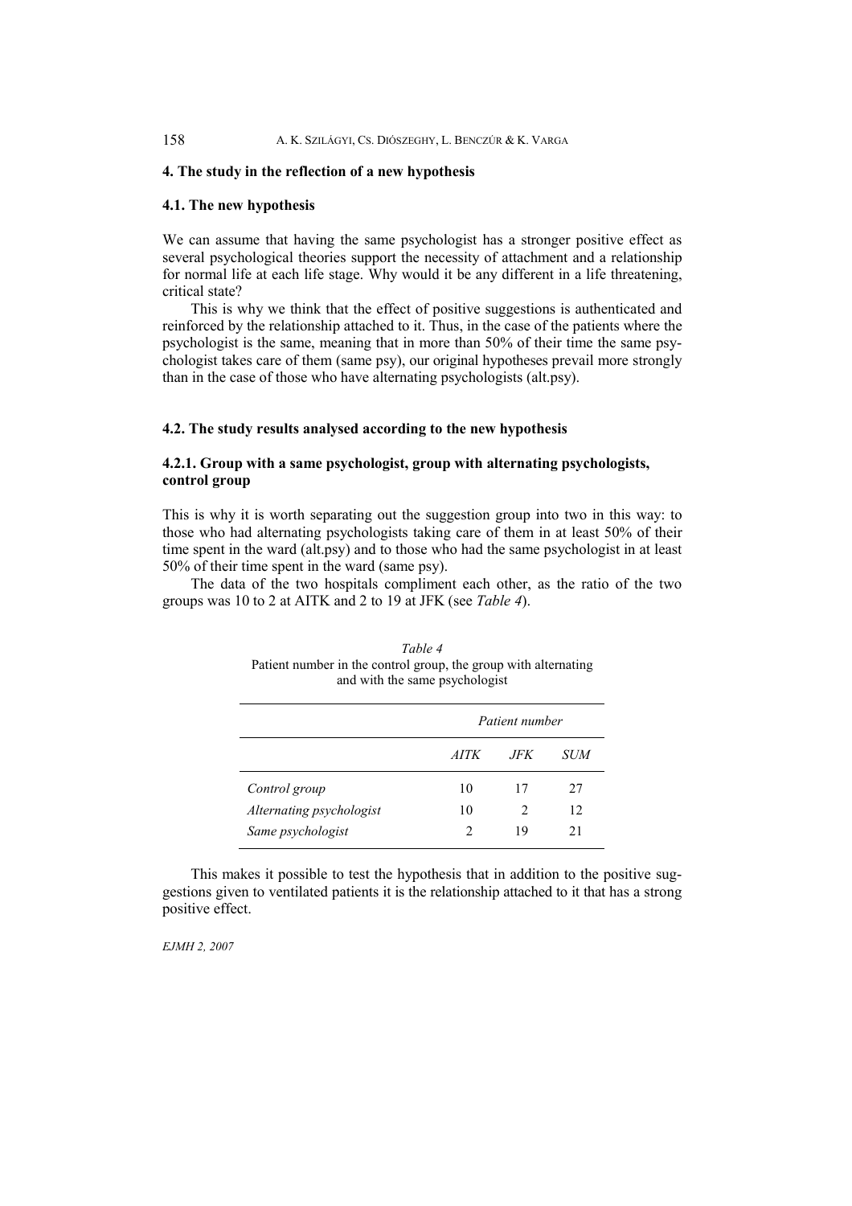## 4. The study in the reflection of a new hypothesis

### 4.1. The new hypothesis

We can assume that having the same psychologist has a stronger positive effect as several psychological theories support the necessity of attachment and a relationship for normal life at each life stage. Why would it be any different in a life threatening, critical state?

This is why we think that the effect of positive suggestions is authenticated and reinforced by the relationship attached to it. Thus, in the case of the patients where the psychologist is the same, meaning that in more than 50% of their time the same psychologist takes care of them (same psy), our original hypotheses prevail more strongly than in the case of those who have alternating psychologists (alt.psy).

### 4.2. The study results analysed according to the new hypothesis

#### 4.2.1. Group with a same psychologist, group with alternating psychologists, control group

This is why it is worth separating out the suggestion group into two in this way: to those who had alternating psychologists taking care of them in at least 50% of their time spent in the ward (alt.psy) and to those who had the same psychologist in at least 50% of their time spent in the ward (same psy).

The data of the two hospitals compliment each other, as the ratio of the two groups was 10 to 2 at AITK and 2 to 19 at JFK (see *Table 4*).

*Table 4*
Patient number in the control group, the group with alternating and with the same psychologist

| | *Patient number* | | |
|---|---|---|---|
| | *AITK* | *JFK* | *SUM* |
| *Control group* | 10 | 17 | 27 |
| *Alternating psychologist* | 10 | 2 | 12 |
| *Same psychologist* | 2 | 19 | 21 |

This makes it possible to test the hypothesis that in addition to the positive suggestions given to ventilated patients it is the relationship attached to it that has a strong positive effect.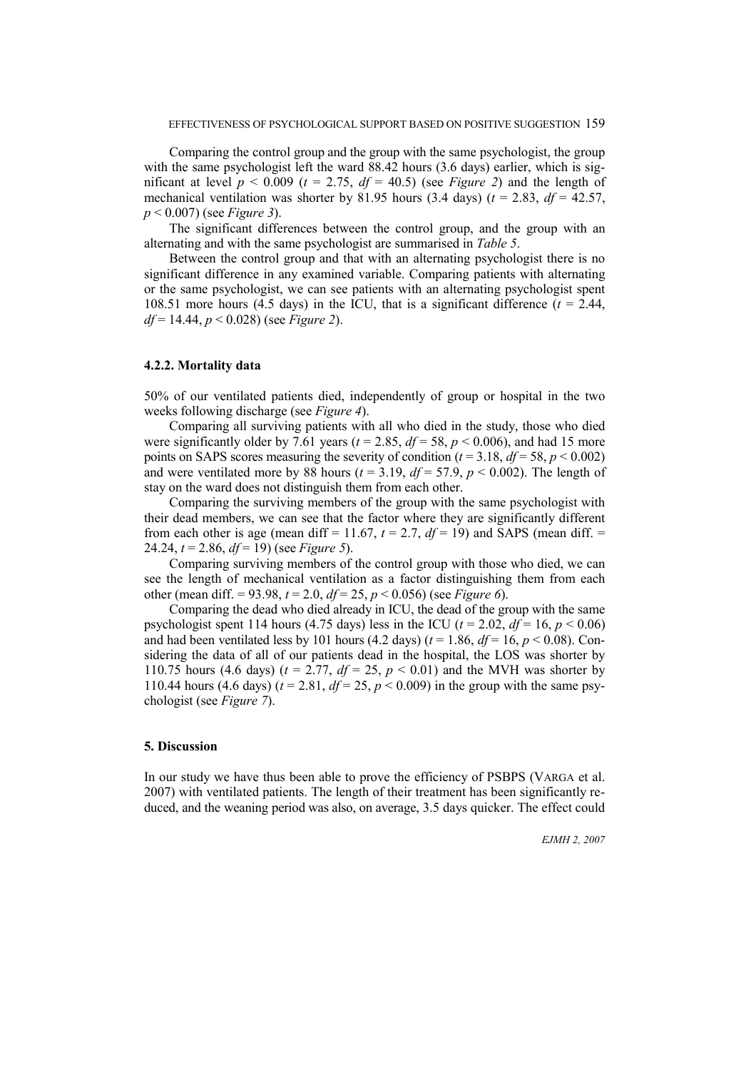Comparing the control group and the group with the same psychologist, the group with the same psychologist left the ward 88.42 hours (3.6 days) earlier, which is significant at level $p < 0.009$ ($t = 2.75$, $df = 40.5$) (see *Figure 2*) and the length of mechanical ventilation was shorter by 81.95 hours (3.4 days) ($t = 2.83$, $df = 42.57$, $p < 0.007$) (see *Figure 3*).

The significant differences between the control group, and the group with an alternating and with the same psychologist are summarised in *Table 5*.

Between the control group and that with an alternating psychologist there is no significant difference in any examined variable. Comparing patients with alternating or the same psychologist, we can see patients with an alternating psychologist spent 108.51 more hours (4.5 days) in the ICU, that is a significant difference ($t = 2.44$, $df = 14.44$, $p < 0.028$) (see *Figure 2*).

### 4.2.2. Mortality data

50% of our ventilated patients died, independently of group or hospital in the two weeks following discharge (see *Figure 4*).

Comparing all surviving patients with all who died in the study, those who died were significantly older by 7.61 years ($t = 2.85$, $df = 58$, $p < 0.006$), and had 15 more points on SAPS scores measuring the severity of condition ($t = 3.18$, $df = 58$, $p < 0.002$) and were ventilated more by 88 hours ($t = 3.19$, $df = 57.9$, $p < 0.002$). The length of stay on the ward does not distinguish them from each other.

Comparing the surviving members of the group with the same psychologist with their dead members, we can see that the factor where they are significantly different from each other is age (mean diff = 11.67, $t = 2.7$, $df = 19$) and SAPS (mean diff. = 24.24, $t = 2.86$, $df = 19$) (see *Figure 5*).

Comparing surviving members of the control group with those who died, we can see the length of mechanical ventilation as a factor distinguishing them from each other (mean diff. = 93.98, $t = 2.0$, $df = 25$, $p < 0.056$) (see *Figure 6*).

Comparing the dead who died already in ICU, the dead of the group with the same psychologist spent 114 hours (4.75 days) less in the ICU ($t = 2.02$, $df = 16$, $p < 0.06$) and had been ventilated less by 101 hours (4.2 days) ($t = 1.86$, $df = 16$, $p < 0.08$). Considering the data of all of our patients dead in the hospital, the LOS was shorter by 110.75 hours (4.6 days) ($t = 2.77$, $df = 25$, $p < 0.01$) and the MVH was shorter by 110.44 hours (4.6 days) ($t = 2.81$, $df = 25$, $p < 0.009$) in the group with the same psychologist (see *Figure 7*).

## 5. Discussion

In our study we have thus been able to prove the efficiency of PSBPS (Varga et al. 2007) with ventilated patients. The length of their treatment has been significantly reduced, and the weaning period was also, on average, 3.5 days quicker. The effect could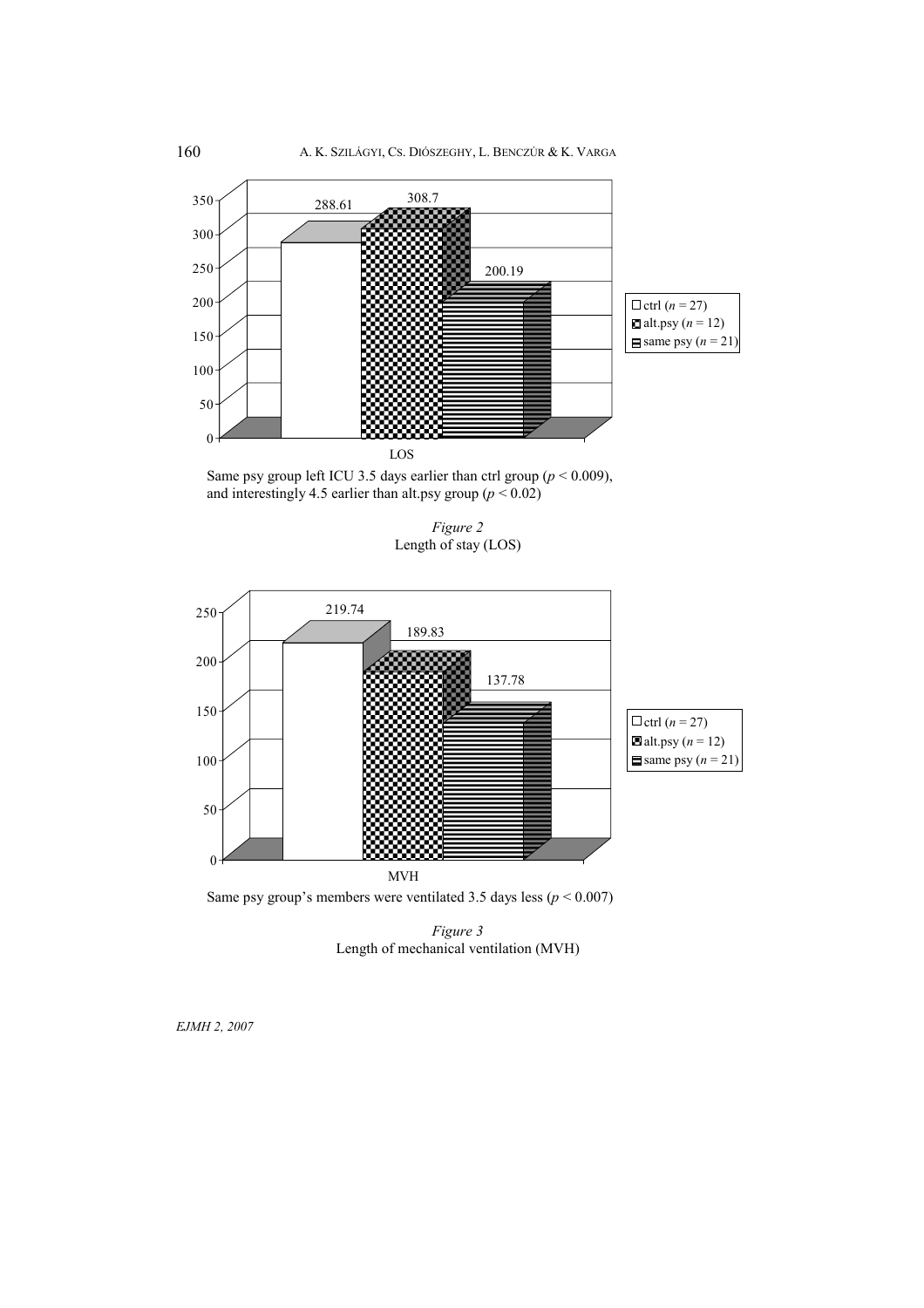Same psy group left ICU 3.5 days earlier than ctrl group ($p < 0.009$), and interestingly 4.5 earlier than alt.psy group ($p < 0.02$)

*Figure 2*
Length of stay (LOS)

Same psy group's members were ventilated 3.5 days less ($p < 0.007$)

*Figure 3*
Length of mechanical ventilation (MVH)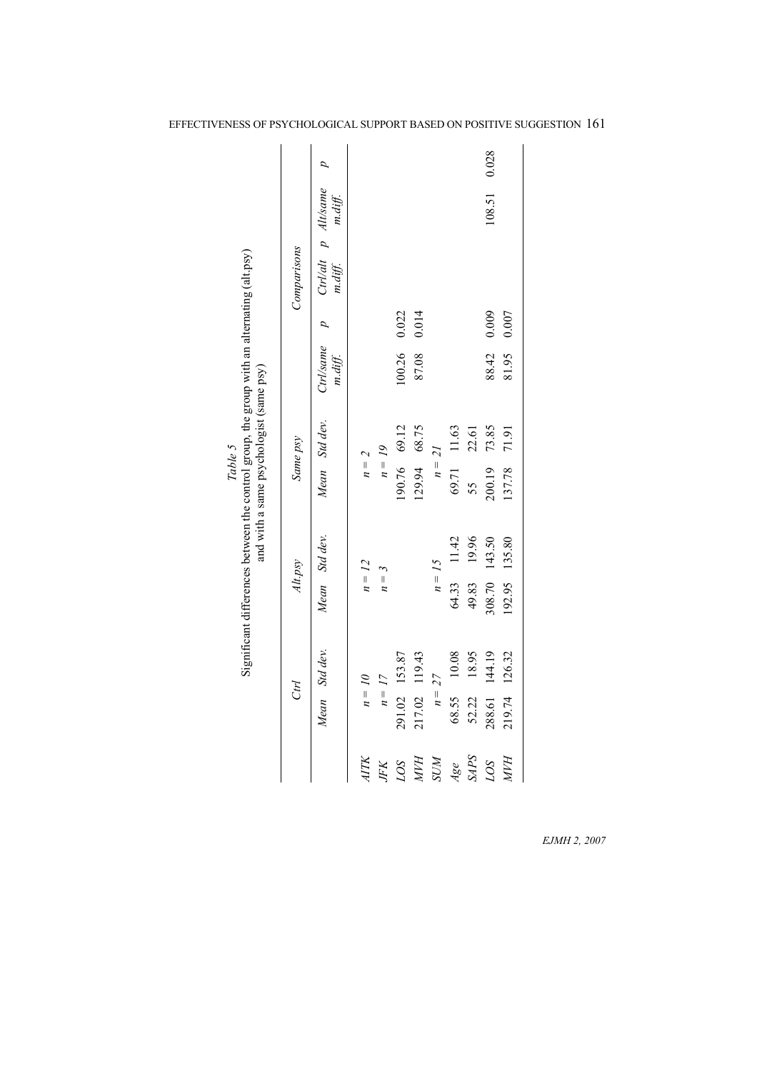*Table 5*
Significant differences between the control group, the group with an alternating (alt.psy) and with a same psychologist (same psy)

| | *Ctrl* | | *Alt.psy* | | *Same psy* | | *Comparisons* | | | | | |
|---|---|---|---|---|---|---|---|---|---|---|---|---|
| | *Mean* | *Std dev.* | *Mean* | *Std dev.* | *Mean* | *Std dev.* | *Ctrl/same m.diff.* | *p* | *Ctrl/alt m.diff.* | *p* | *Alt/same m.diff.* | *p* |
| *AITK* | *n = 10* | | *n = 12* | | *n = 2* | | | | | | | |
| *JFK* | *n = 17* | | *n = 3* | | *n = 19* | | | | | | | |
| *LOS* | 291.02 | 153.87 | | | 190.76 | 69.12 | 100.26 | 0.022 | | | | |
| *MVH* | 217.02 | 119.43 | | | 129.94 | 68.75 | 87.08 | 0.014 | | | | |
| *SUM* | *n = 27* | | *n = 15* | | *n = 21* | | | | | | | |
| *Age* | 68.55 | 10.08 | 64.33 | 11.42 | 69.71 | 11.63 | | | | | | |
| *SAPS* | 52.22 | 18.95 | 49.83 | 19.96 | 55 | 22.61 | | | | | | |
| *LOS* | 288.61 | 144.19 | 308.70 | 143.50 | 200.19 | 73.85 | 88.42 | 0.009 | | | 108.51 | 0.028 |
| *MVH* | 219.74 | 126.32 | 192.95 | 135.80 | 137.78 | 71.91 | 81.95 | 0.007 | | | | |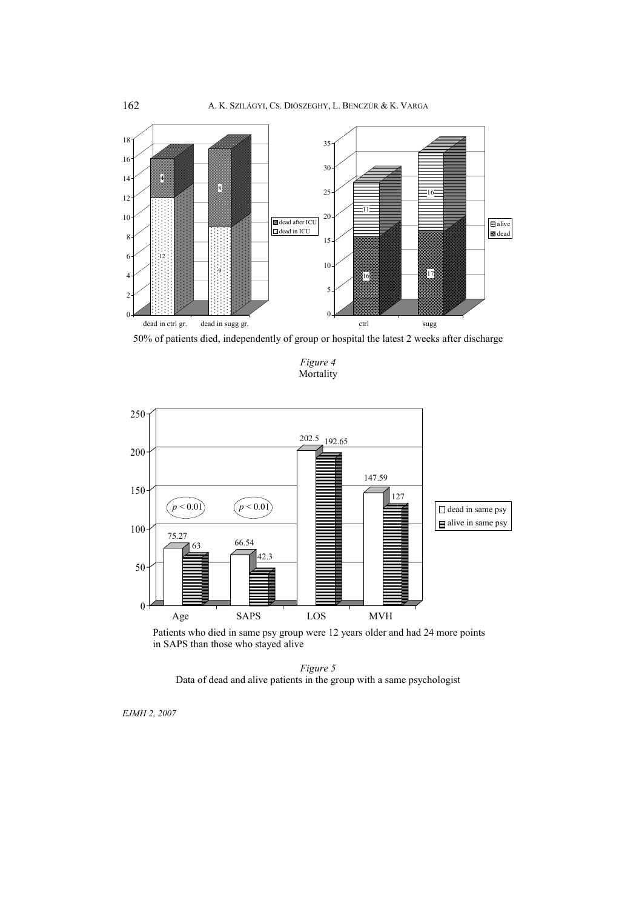50% of patients died, independently of group or hospital the latest 2 weeks after discharge

*Figure 4*
Mortality

Patients who died in same psy group were 12 years older and had 24 more points in SAPS than those who stayed alive

*Figure 5*
Data of dead and alive patients in the group with a same psychologist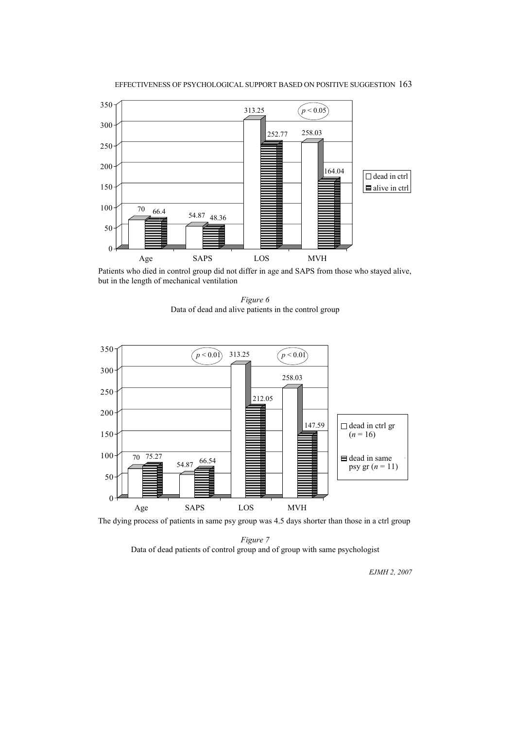Patients who died in control group did not differ in age and SAPS from those who stayed alive, but in the length of mechanical ventilation

*Figure 6*
Data of dead and alive patients in the control group

The dying process of patients in same psy group was 4.5 days shorter than those in a ctrl group

*Figure 7*
Data of dead patients of control group and of group with same psychologist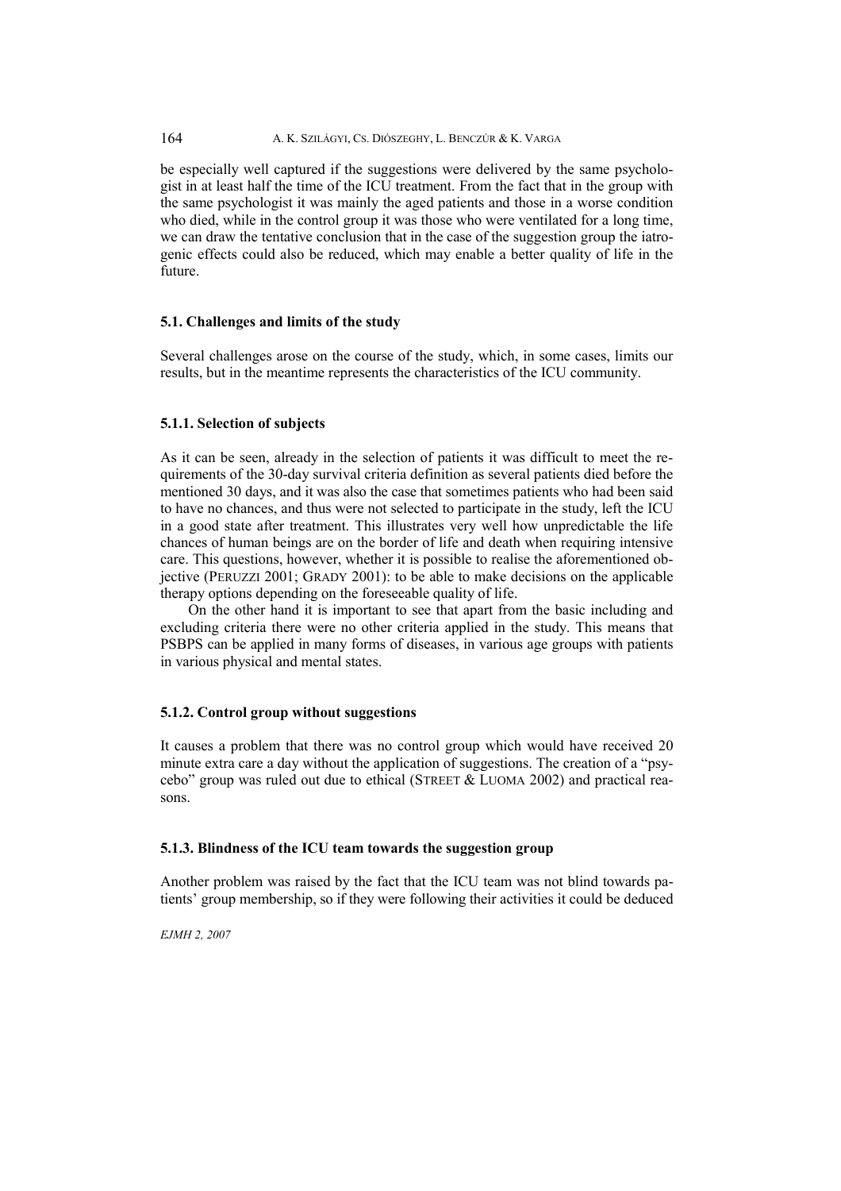be especially well captured if the suggestions were delivered by the same psychologist in at least half the time of the ICU treatment. From the fact that in the group with the same psychologist it was mainly the aged patients and those in a worse condition who died, while in the control group it was those who were ventilated for a long time, we can draw the tentative conclusion that in the case of the suggestion group the iatrogenic effects could also be reduced, which may enable a better quality of life in the future.

### 5.1. Challenges and limits of the study

Several challenges arose on the course of the study, which, in some cases, limits our results, but in the meantime represents the characteristics of the ICU community.

#### 5.1.1. Selection of subjects

As it can be seen, already in the selection of patients it was difficult to meet the requirements of the 30-day survival criteria definition as several patients died before the mentioned 30 days, and it was also the case that sometimes patients who had been said to have no chances, and thus were not selected to participate in the study, left the ICU in a good state after treatment. This illustrates very well how unpredictable the life chances of human beings are on the border of life and death when requiring intensive care. This questions, however, whether it is possible to realise the aforementioned objective (PERUZZI 2001; GRADY 2001): to be able to make decisions on the applicable therapy options depending on the foreseeable quality of life.

On the other hand it is important to see that apart from the basic including and excluding criteria there were no other criteria applied in the study. This means that PSBPS can be applied in many forms of diseases, in various age groups with patients in various physical and mental states.

#### 5.1.2. Control group without suggestions

It causes a problem that there was no control group which would have received 20 minute extra care a day without the application of suggestions. The creation of a "psycebo" group was ruled out due to ethical (STREET & LUOMA 2002) and practical reasons.

#### 5.1.3. Blindness of the ICU team towards the suggestion group

Another problem was raised by the fact that the ICU team was not blind towards patients' group membership, so if they were following their activities it could be deduced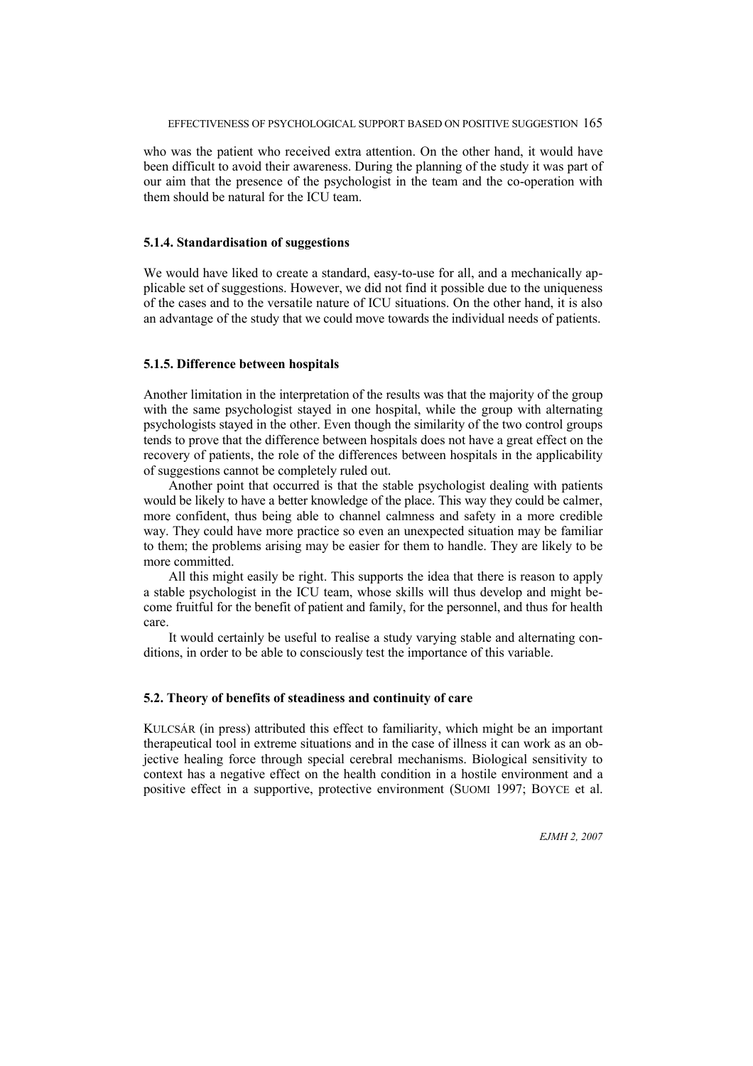who was the patient who received extra attention. On the other hand, it would have been difficult to avoid their awareness. During the planning of the study it was part of our aim that the presence of the psychologist in the team and the co-operation with them should be natural for the ICU team.

### 5.1.4. Standardisation of suggestions

We would have liked to create a standard, easy-to-use for all, and a mechanically applicable set of suggestions. However, we did not find it possible due to the uniqueness of the cases and to the versatile nature of ICU situations. On the other hand, it is also an advantage of the study that we could move towards the individual needs of patients.

### 5.1.5. Difference between hospitals

Another limitation in the interpretation of the results was that the majority of the group with the same psychologist stayed in one hospital, while the group with alternating psychologists stayed in the other. Even though the similarity of the two control groups tends to prove that the difference between hospitals does not have a great effect on the recovery of patients, the role of the differences between hospitals in the applicability of suggestions cannot be completely ruled out.

Another point that occurred is that the stable psychologist dealing with patients would be likely to have a better knowledge of the place. This way they could be calmer, more confident, thus being able to channel calmness and safety in a more credible way. They could have more practice so even an unexpected situation may be familiar to them; the problems arising may be easier for them to handle. They are likely to be more committed.

All this might easily be right. This supports the idea that there is reason to apply a stable psychologist in the ICU team, whose skills will thus develop and might become fruitful for the benefit of patient and family, for the personnel, and thus for health care.

It would certainly be useful to realise a study varying stable and alternating conditions, in order to be able to consciously test the importance of this variable.

## 5.2. Theory of benefits of steadiness and continuity of care

KULCSÁR (in press) attributed this effect to familiarity, which might be an important therapeutical tool in extreme situations and in the case of illness it can work as an objective healing force through special cerebral mechanisms. Biological sensitivity to context has a negative effect on the health condition in a hostile environment and a positive effect in a supportive, protective environment (SUOMI 1997; BOYCE et al.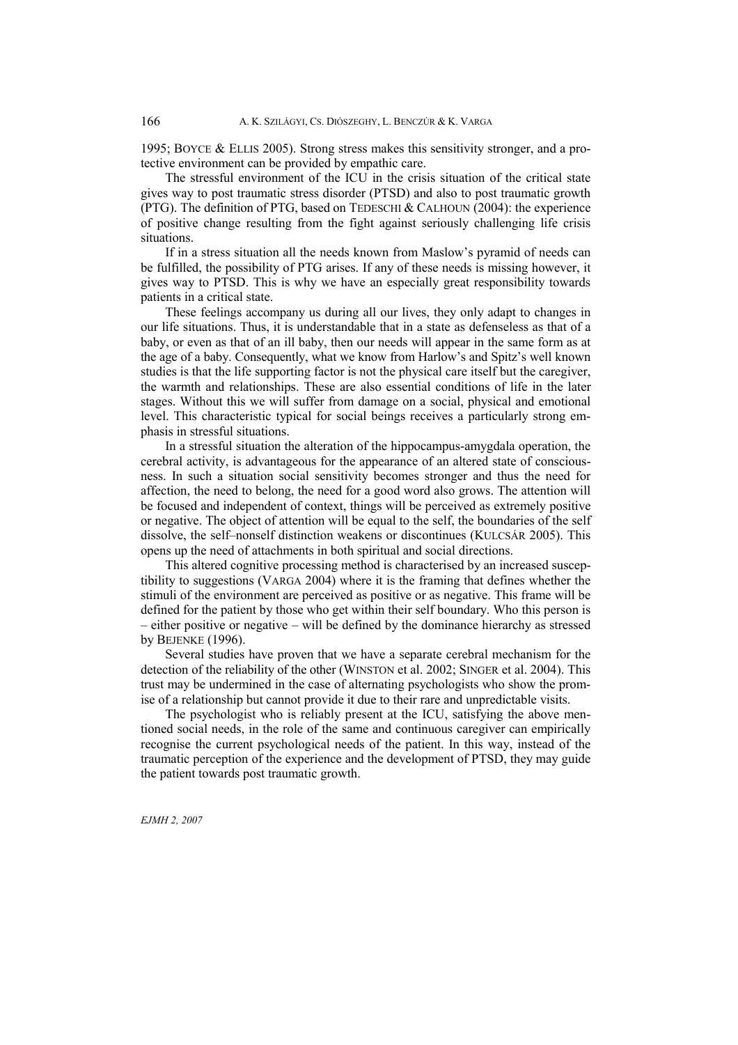1995; BOYCE & ELLIS 2005). Strong stress makes this sensitivity stronger, and a protective environment can be provided by empathic care.

The stressful environment of the ICU in the crisis situation of the critical state gives way to post traumatic stress disorder (PTSD) and also to post traumatic growth (PTG). The definition of PTG, based on TEDESCHI & CALHOUN (2004): the experience of positive change resulting from the fight against seriously challenging life crisis situations.

If in a stress situation all the needs known from Maslow's pyramid of needs can be fulfilled, the possibility of PTG arises. If any of these needs is missing however, it gives way to PTSD. This is why we have an especially great responsibility towards patients in a critical state.

These feelings accompany us during all our lives, they only adapt to changes in our life situations. Thus, it is understandable that in a state as defenseless as that of a baby, or even as that of an ill baby, then our needs will appear in the same form as at the age of a baby. Consequently, what we know from Harlow's and Spitz's well known studies is that the life supporting factor is not the physical care itself but the caregiver, the warmth and relationships. These are also essential conditions of life in the later stages. Without this we will suffer from damage on a social, physical and emotional level. This characteristic typical for social beings receives a particularly strong emphasis in stressful situations.

In a stressful situation the alteration of the hippocampus-amygdala operation, the cerebral activity, is advantageous for the appearance of an altered state of consciousness. In such a situation social sensitivity becomes stronger and thus the need for affection, the need to belong, the need for a good word also grows. The attention will be focused and independent of context, things will be perceived as extremely positive or negative. The object of attention will be equal to the self, the boundaries of the self dissolve, the self–nonself distinction weakens or discontinues (KULCSÁR 2005). This opens up the need of attachments in both spiritual and social directions.

This altered cognitive processing method is characterised by an increased susceptibility to suggestions (VARGA 2004) where it is the framing that defines whether the stimuli of the environment are perceived as positive or as negative. This frame will be defined for the patient by those who get within their self boundary. Who this person is – either positive or negative – will be defined by the dominance hierarchy as stressed by BEJENKE (1996).

Several studies have proven that we have a separate cerebral mechanism for the detection of the reliability of the other (WINSTON et al. 2002; SINGER et al. 2004). This trust may be undermined in the case of alternating psychologists who show the promise of a relationship but cannot provide it due to their rare and unpredictable visits.

The psychologist who is reliably present at the ICU, satisfying the above mentioned social needs, in the role of the same and continuous caregiver can empirically recognise the current psychological needs of the patient. In this way, instead of the traumatic perception of the experience and the development of PTSD, they may guide the patient towards post traumatic growth.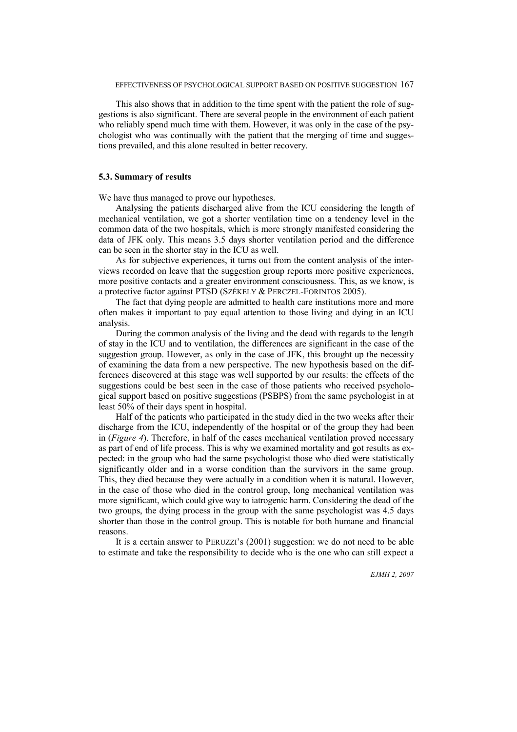This also shows that in addition to the time spent with the patient the role of suggestions is also significant. There are several people in the environment of each patient who reliably spend much time with them. However, it was only in the case of the psychologist who was continually with the patient that the merging of time and suggestions prevailed, and this alone resulted in better recovery.

### 5.3. Summary of results

We have thus managed to prove our hypotheses.

Analysing the patients discharged alive from the ICU considering the length of mechanical ventilation, we got a shorter ventilation time on a tendency level in the common data of the two hospitals, which is more strongly manifested considering the data of JFK only. This means 3.5 days shorter ventilation period and the difference can be seen in the shorter stay in the ICU as well.

As for subjective experiences, it turns out from the content analysis of the interviews recorded on leave that the suggestion group reports more positive experiences, more positive contacts and a greater environment consciousness. This, as we know, is a protective factor against PTSD (SZÉKELY & PERCZEL-FORINTOS 2005).

The fact that dying people are admitted to health care institutions more and more often makes it important to pay equal attention to those living and dying in an ICU analysis.

During the common analysis of the living and the dead with regards to the length of stay in the ICU and to ventilation, the differences are significant in the case of the suggestion group. However, as only in the case of JFK, this brought up the necessity of examining the data from a new perspective. The new hypothesis based on the differences discovered at this stage was well supported by our results: the effects of the suggestions could be best seen in the case of those patients who received psychological support based on positive suggestions (PSBPS) from the same psychologist in at least 50% of their days spent in hospital.

Half of the patients who participated in the study died in the two weeks after their discharge from the ICU, independently of the hospital or of the group they had been in (*Figure 4*). Therefore, in half of the cases mechanical ventilation proved necessary as part of end of life process. This is why we examined mortality and got results as expected: in the group who had the same psychologist those who died were statistically significantly older and in a worse condition than the survivors in the same group. This, they died because they were actually in a condition when it is natural. However, in the case of those who died in the control group, long mechanical ventilation was more significant, which could give way to iatrogenic harm. Considering the dead of the two groups, the dying process in the group with the same psychologist was 4.5 days shorter than those in the control group. This is notable for both humane and financial reasons.

It is a certain answer to PERUZZI's (2001) suggestion: we do not need to be able to estimate and take the responsibility to decide who is the one who can still expect a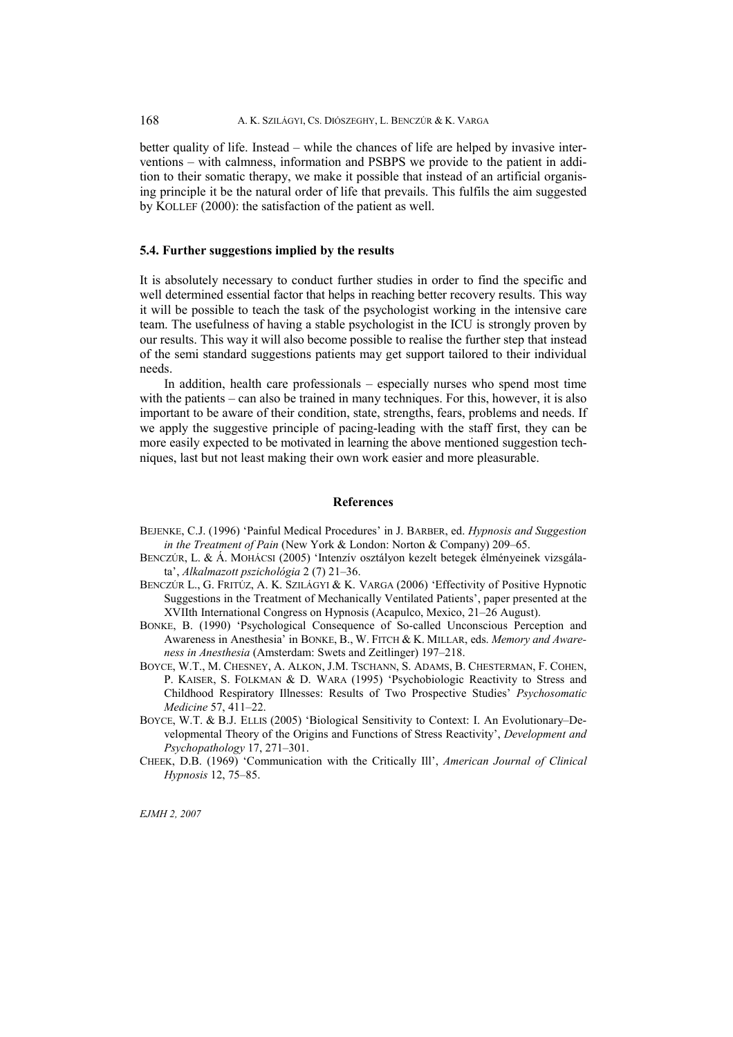better quality of life. Instead – while the chances of life are helped by invasive interventions – with calmness, information and PSBPS we provide to the patient in addition to their somatic therapy, we make it possible that instead of an artificial organising principle it be the natural order of life that prevails. This fulfils the aim suggested by KOLLEF (2000): the satisfaction of the patient as well.

### 5.4. Further suggestions implied by the results

It is absolutely necessary to conduct further studies in order to find the specific and well determined essential factor that helps in reaching better recovery results. This way it will be possible to teach the task of the psychologist working in the intensive care team. The usefulness of having a stable psychologist in the ICU is strongly proven by our results. This way it will also become possible to realise the further step that instead of the semi standard suggestions patients may get support tailored to their individual needs.

In addition, health care professionals – especially nurses who spend most time with the patients – can also be trained in many techniques. For this, however, it is also important to be aware of their condition, state, strengths, fears, problems and needs. If we apply the suggestive principle of pacing-leading with the staff first, they can be more easily expected to be motivated in learning the above mentioned suggestion techniques, last but not least making their own work easier and more pleasurable.

## References

BEJENKE, C.J. (1996) 'Painful Medical Procedures' in J. BARBER, ed. *Hypnosis and Suggestion in the Treatment of Pain* (New York & London: Norton & Company) 209–65.

BENCZÚR, L. & Á. MOHÁCSI (2005) 'Intenzív osztályon kezelt betegek élményeinek vizsgálata', *Alkalmazott pszichológia* 2 (7) 21–36.

BENCZÚR L., G. FRITÚZ, A. K. SZILÁGYI & K. VARGA (2006) 'Effectivity of Positive Hypnotic Suggestions in the Treatment of Mechanically Ventilated Patients', paper presented at the XVIIth International Congress on Hypnosis (Acapulco, Mexico, 21–26 August).

BONKE, B. (1990) 'Psychological Consequence of So-called Unconscious Perception and Awareness in Anesthesia' in BONKE, B., W. FITCH & K. MILLAR, eds. *Memory and Awareness in Anesthesia* (Amsterdam: Swets and Zeitlinger) 197–218.

BOYCE, W.T., M. CHESNEY, A. ALKON, J.M. TSCHANN, S. ADAMS, B. CHESTERMAN, F. COHEN, P. KAISER, S. FOLKMAN & D. WARA (1995) 'Psychobiologic Reactivity to Stress and Childhood Respiratory Illnesses: Results of Two Prospective Studies' *Psychosomatic Medicine* 57, 411–22.

BOYCE, W.T. & B.J. ELLIS (2005) 'Biological Sensitivity to Context: I. An Evolutionary–Developmental Theory of the Origins and Functions of Stress Reactivity', *Development and Psychopathology* 17, 271–301.

CHEEK, D.B. (1969) 'Communication with the Critically Ill', *American Journal of Clinical Hypnosis* 12, 75–85.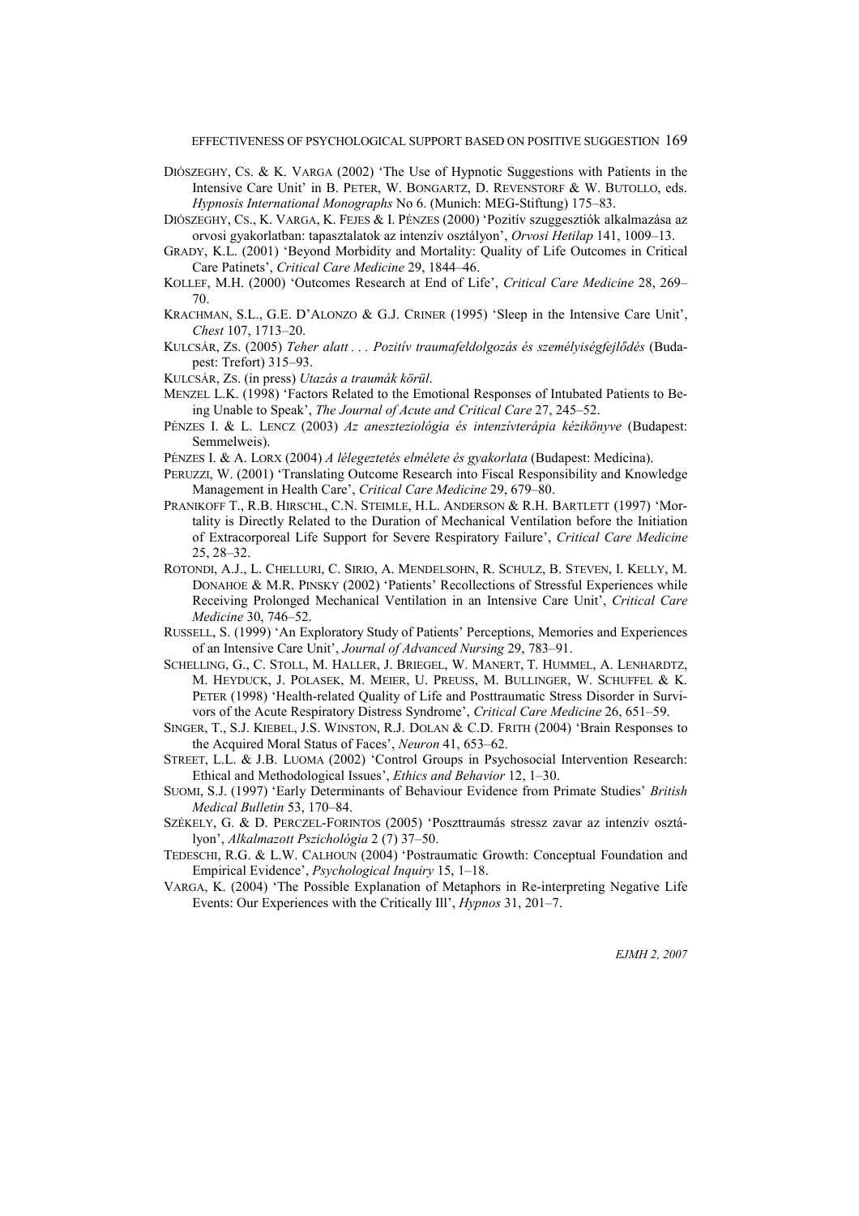DIÓSZEGHY, CS. & K. VARGA (2002) 'The Use of Hypnotic Suggestions with Patients in the Intensive Care Unit' in B. PETER, W. BONGARTZ, D. REVENSTORF & W. BUTOLLO, eds. *Hypnosis International Monographs* No 6. (Munich: MEG-Stiftung) 175–83.

DIÓSZEGHY, CS., K. VARGA, K. FEJES & I. PÉNZES (2000) 'Pozitív szuggesztiók alkalmazása az orvosi gyakorlatban: tapasztalatok az intenzív osztályon', *Orvosi Hetilap* 141, 1009–13.

GRADY, K.L. (2001) 'Beyond Morbidity and Mortality: Quality of Life Outcomes in Critical Care Patinets', *Critical Care Medicine* 29, 1844–46.

KOLLEF, M.H. (2000) 'Outcomes Research at End of Life', *Critical Care Medicine* 28, 269–70.

KRACHMAN, S.L., G.E. D'ALONZO & G.J. CRINER (1995) 'Sleep in the Intensive Care Unit', *Chest* 107, 1713–20.

KULCSÁR, ZS. (2005) *Teher alatt . . . Pozitív traumafeldolgozás és személyiségfejlődés* (Budapest: Trefort) 315–93.

KULCSÁR, ZS. (in press) *Utazás a traumák körül.*

MENZEL L.K. (1998) 'Factors Related to the Emotional Responses of Intubated Patients to Being Unable to Speak', *The Journal of Acute and Critical Care* 27, 245–52.

PÉNZES I. & L. LENCZ (2003) *Az aneszteziológia és intenzívterápia kézikönyve* (Budapest: Semmelweis).

PÉNZES I. & A. LORX (2004) *A lélegeztetés elmélete és gyakorlata* (Budapest: Medicina).

PERUZZI, W. (2001) 'Translating Outcome Research into Fiscal Responsibility and Knowledge Management in Health Care', *Critical Care Medicine* 29, 679–80.

PRANIKOFF T., R.B. HIRSCHL, C.N. STEIMLE, H.L. ANDERSON & R.H. BARTLETT (1997) 'Mortality is Directly Related to the Duration of Mechanical Ventilation before the Initiation of Extracorporeal Life Support for Severe Respiratory Failure', *Critical Care Medicine* 25, 28–32.

ROTONDI, A.J., L. CHELLURI, C. SIRIO, A. MENDELSOHN, R. SCHULZ, B. STEVEN, I. KELLY, M. DONAHOE & M.R. PINSKY (2002) 'Patients' Recollections of Stressful Experiences while Receiving Prolonged Mechanical Ventilation in an Intensive Care Unit', *Critical Care Medicine* 30, 746–52.

RUSSELL, S. (1999) 'An Exploratory Study of Patients' Perceptions, Memories and Experiences of an Intensive Care Unit', *Journal of Advanced Nursing* 29, 783–91.

SCHELLING, G., C. STOLL, M. HALLER, J. BRIEGEL, W. MANERT, T. HUMMEL, A. LENHARDTZ, M. HEYDUCK, J. POLASEK, M. MEIER, U. PREUSS, M. BULLINGER, W. SCHUFFEL & K. PETER (1998) 'Health-related Quality of Life and Posttraumatic Stress Disorder in Survivors of the Acute Respiratory Distress Syndrome', *Critical Care Medicine* 26, 651–59.

SINGER, T., S.J. KIEBEL, J.S. WINSTON, R.J. DOLAN & C.D. FRITH (2004) 'Brain Responses to the Acquired Moral Status of Faces', *Neuron* 41, 653–62.

STREET, L.L. & J.B. LUOMA (2002) 'Control Groups in Psychosocial Intervention Research: Ethical and Methodological Issues', *Ethics and Behavior* 12, 1–30.

SUOMI, S.J. (1997) 'Early Determinants of Behaviour Evidence from Primate Studies' *British Medical Bulletin* 53, 170–84.

SZÉKELY, G. & D. PERCZEL-FORINTOS (2005) 'Poszttraumás stressz zavar az intenzív osztályon', *Alkalmazott Pszichológia* 2 (7) 37–50.

TEDESCHI, R.G. & L.W. CALHOUN (2004) 'Postraumatic Growth: Conceptual Foundation and Empirical Evidence', *Psychological Inquiry* 15, 1–18.

VARGA, K. (2004) 'The Possible Explanation of Metaphors in Re-interpreting Negative Life Events: Our Experiences with the Critically Ill', *Hypnos* 31, 201–7.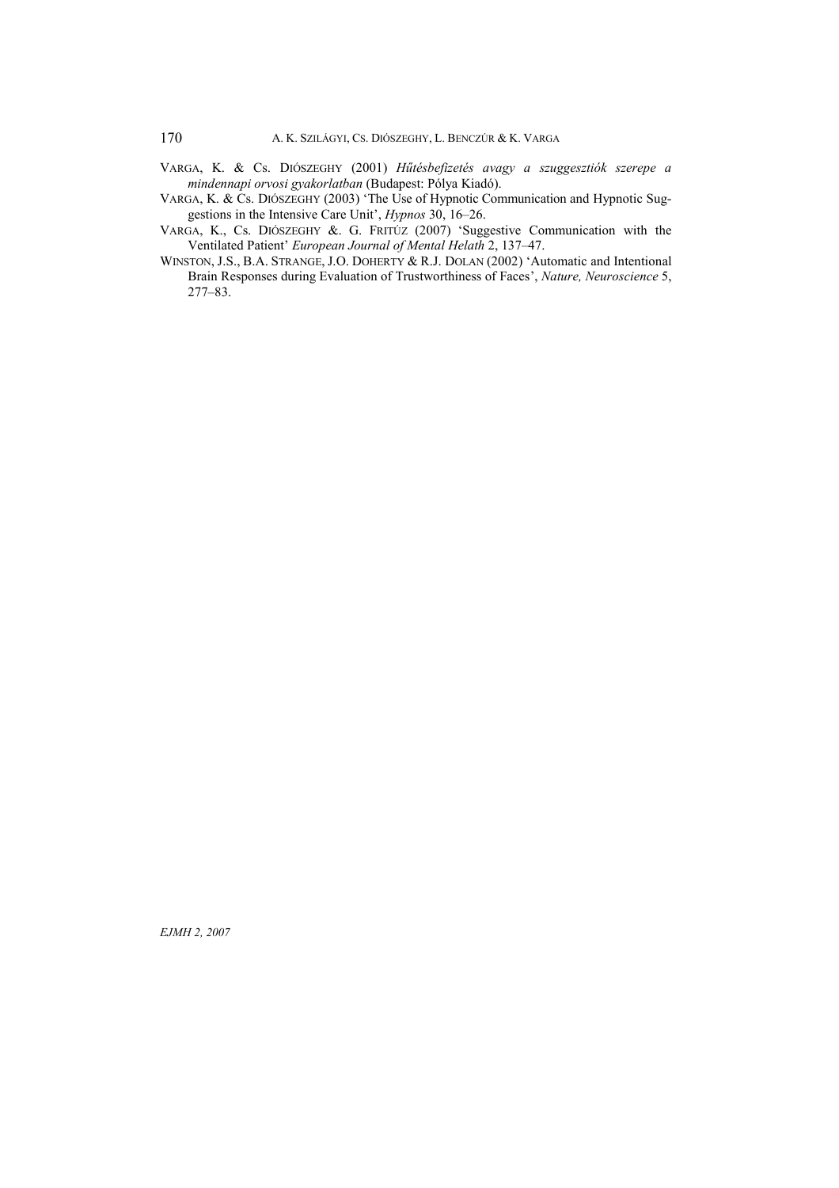VARGA, K. & Cs. DIÓSZEGHY (2001) *Hűtésbefizetés avagy a szuggesztiók szerepe a mindennapi orvosi gyakorlatban* (Budapest: Pólya Kiadó).

VARGA, K. & Cs. DIÓSZEGHY (2003) 'The Use of Hypnotic Communication and Hypnotic Suggestions in the Intensive Care Unit', *Hypnos* 30, 16–26.

VARGA, K., Cs. DIÓSZEGHY &. G. FRITÚZ (2007) 'Suggestive Communication with the Ventilated Patient' *European Journal of Mental Helath* 2, 137–47.

WINSTON, J.S., B.A. STRANGE, J.O. DOHERTY & R.J. DOLAN (2002) 'Automatic and Intentional Brain Responses during Evaluation of Trustworthiness of Faces', *Nature, Neuroscience* 5, 277–83.